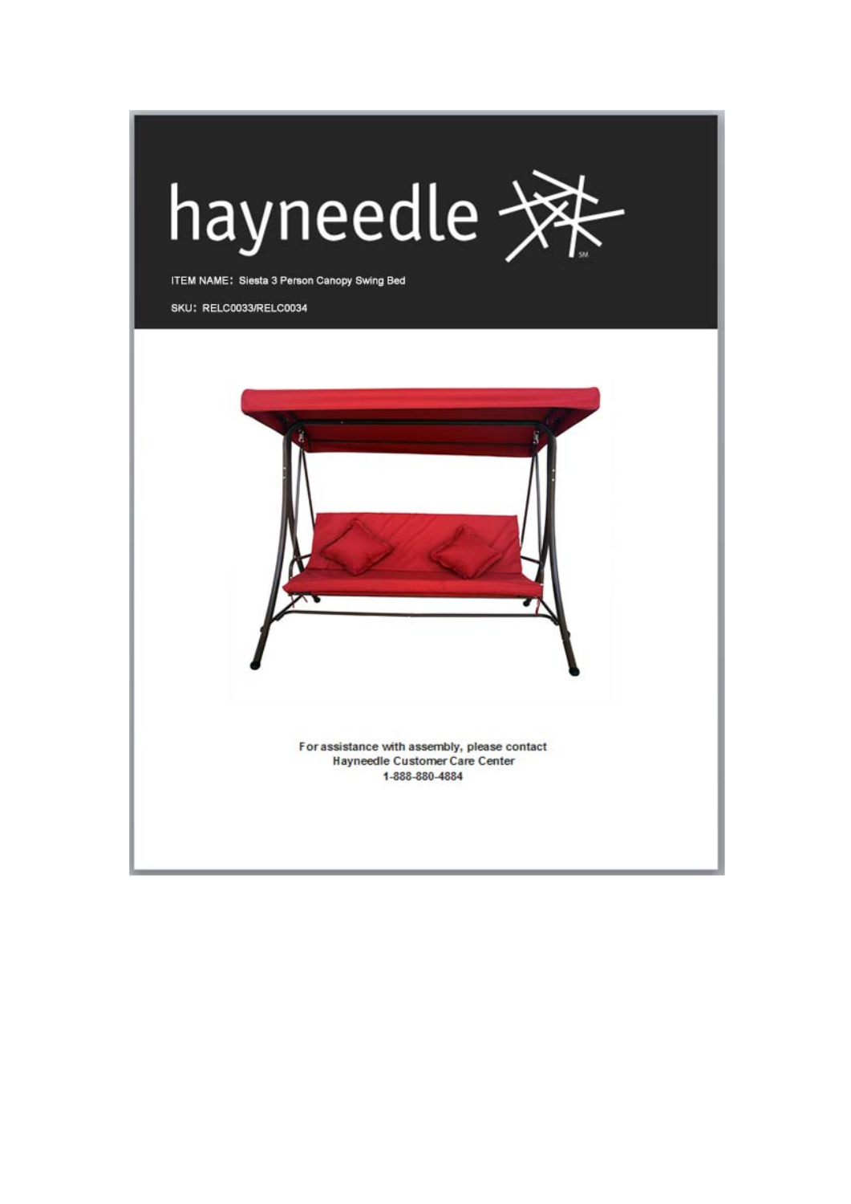# hayneedle

ITEM NAME：Siesta 3 Person Canopy Swing Bed

SKU：RELC0033/RELC0034

For assistance with assembly, please contact
Hayneedle Customer Care Center
1-888-880-4884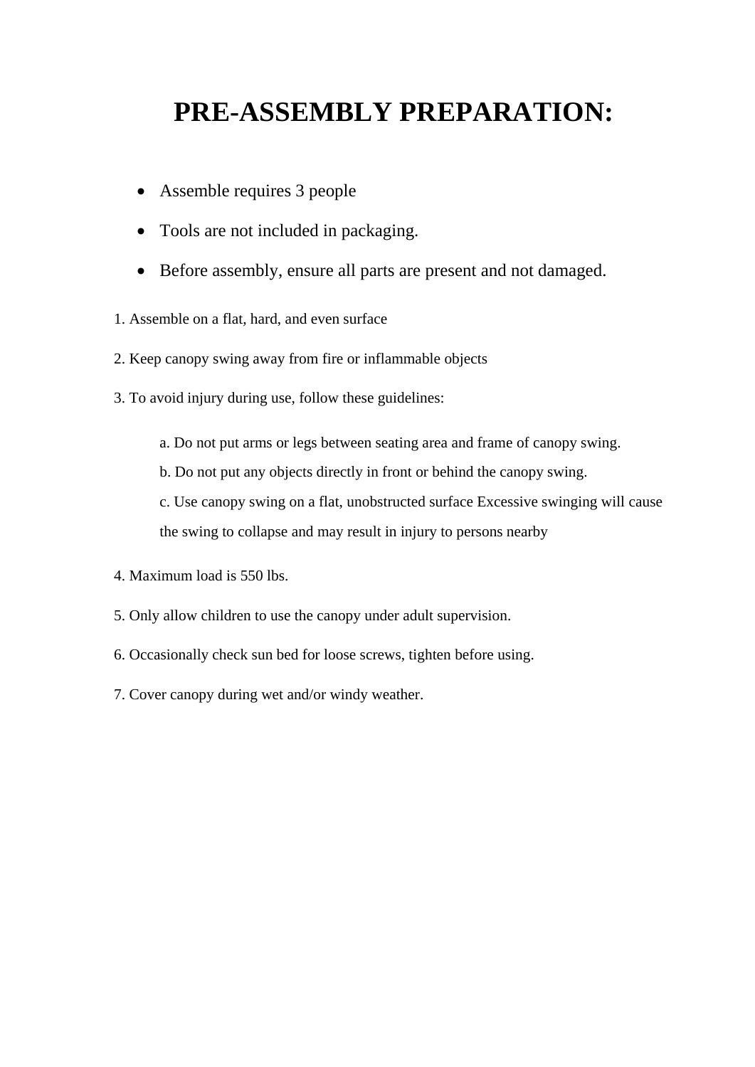# PRE-ASSEMBLY PREPARATION:

- Assemble requires 3 people
- Tools are not included in packaging.
- Before assembly, ensure all parts are present and not damaged.

1. Assemble on a flat, hard, and even surface
2. Keep canopy swing away from fire or inflammable objects
3. To avoid injury during use, follow these guidelines:

    a. Do not put arms or legs between seating area and frame of canopy swing.
    b. Do not put any objects directly in front or behind the canopy swing.
    c. Use canopy swing on a flat, unobstructed surface Excessive swinging will cause the swing to collapse and may result in injury to persons nearby

4. Maximum load is 550 lbs.
5. Only allow children to use the canopy under adult supervision.
6. Occasionally check sun bed for loose screws, tighten before using.
7. Cover canopy during wet and/or windy weather.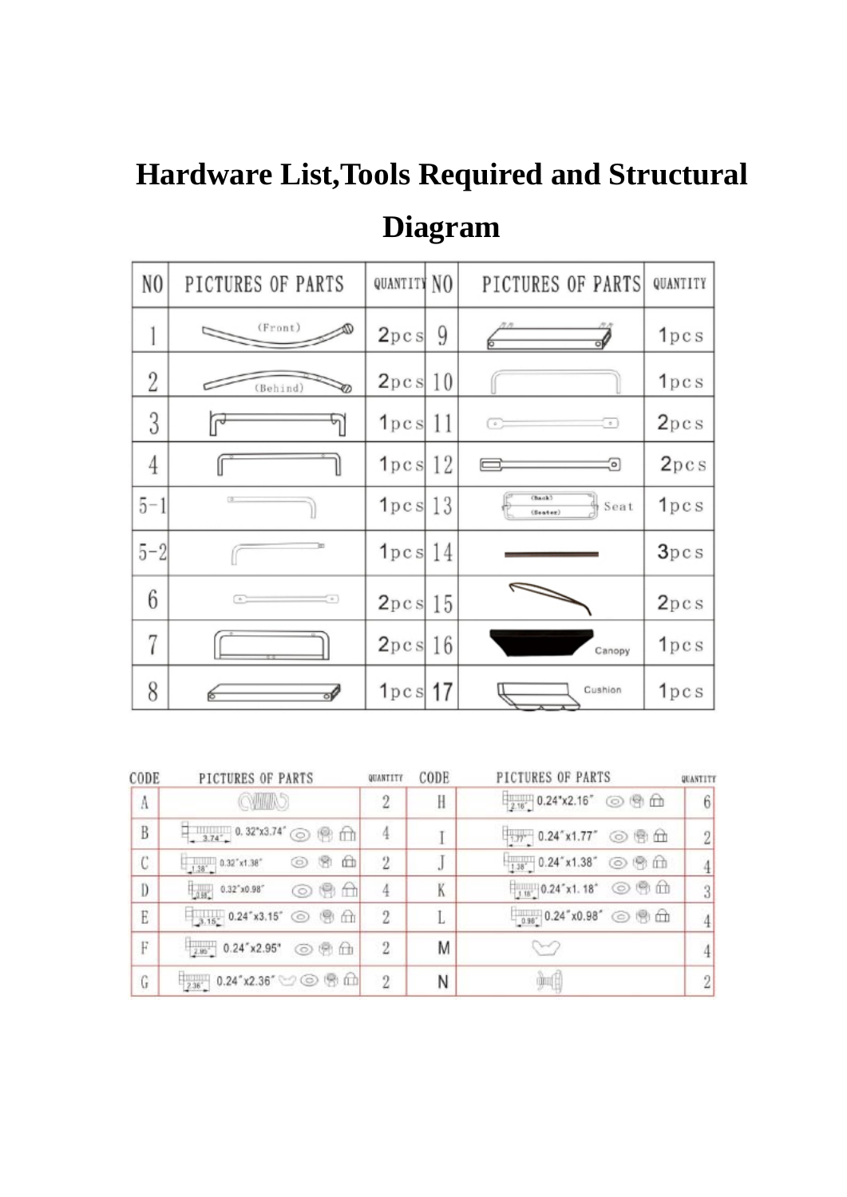# Hardware List,Tools Required and Structural Diagram

| NO | PICTURES OF PARTS | QUANTITY | NO | PICTURES OF PARTS | QUANTITY |
|---|---|---|---|---|---|
| 1 | (Front) | 2pcs | 9 | | 1pcs |
| 2 | (Behind) | 2pcs | 10 | | 1pcs |
| 3 | | 1pcs | 11 | | 2pcs |
| 4 | | 1pcs | 12 | | 2pcs |
| 5-1 | | 1pcs | 13 | (Back) (Seater) Seat | 1pcs |
| 5-2 | | 1pcs | 14 | | 3pcs |
| 6 | | 2pcs | 15 | | 2pcs |
| 7 | | 2pcs | 16 | Canopy | 1pcs |
| 8 | | 1pcs | 17 | Cushion | 1pcs |

| CODE | PICTURES OF PARTS | QUANTITY | CODE | PICTURES OF PARTS | QUANTITY |
|---|---|---|---|---|---|
| A | | 2 | H | 2.16" 0.24"x2.16" | 6 |
| B | 3.74" 0. 32"x3.74" | 4 | I | 1.77" 0.24"x1.77" | 2 |
| C | 1.38" 0.32"x1.38" | 2 | J | 1.38" 0.24"x1.38" | 4 |
| D | 0.98" 0.32"x0.98" | 4 | K | 1.18" 0.24"x1. 18" | 3 |
| E | 3.15" 0.24"x3.15" | 2 | L | 0.98" 0.24"x0.98" | 4 |
| F | 2.95" 0.24"x2.95" | 2 | M | | 4 |
| G | 2.36" 0.24"x2.36" | 2 | N | | 2 |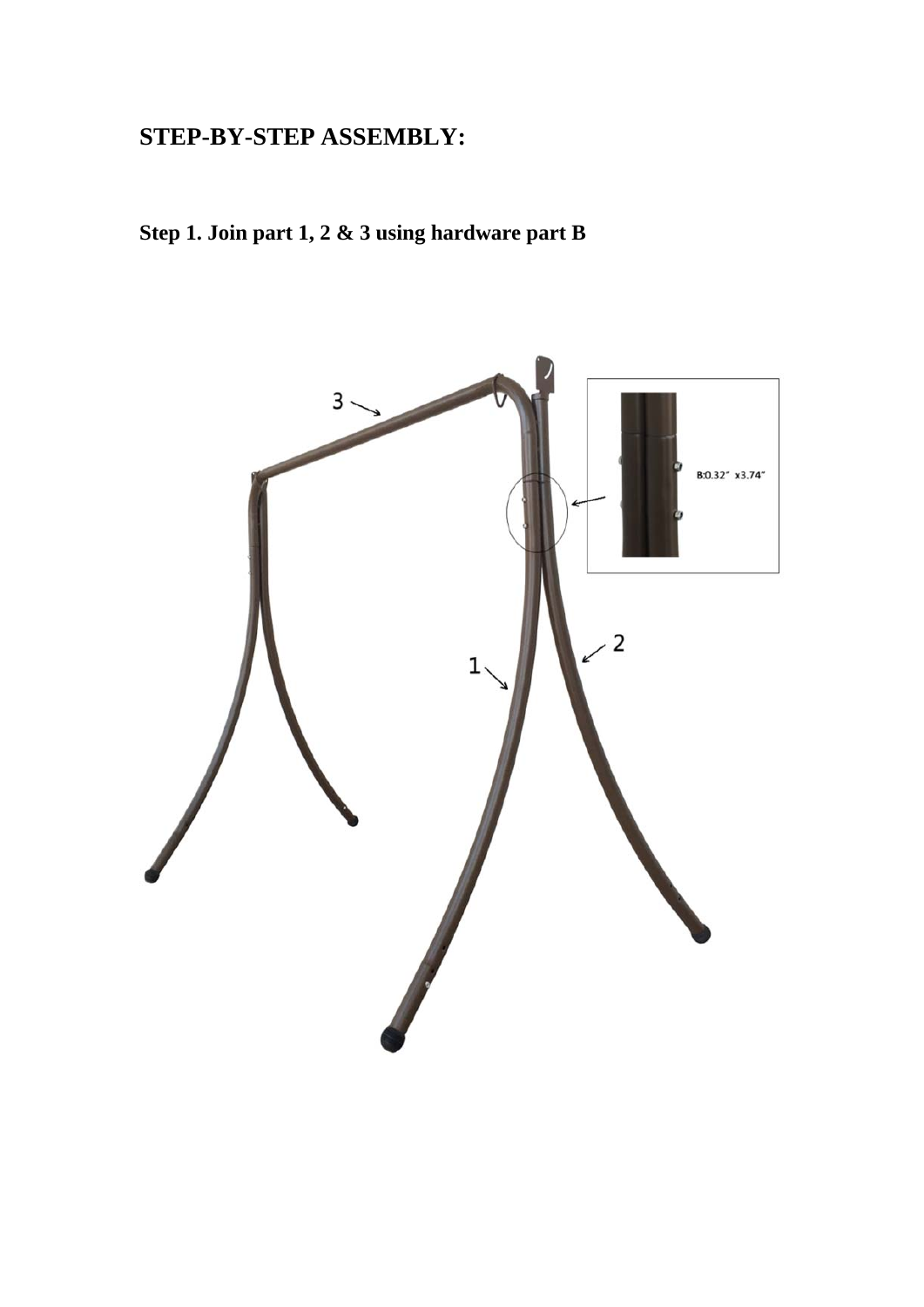# STEP-BY-STEP ASSEMBLY:

## Step 1. Join part 1, 2 & 3 using hardware part B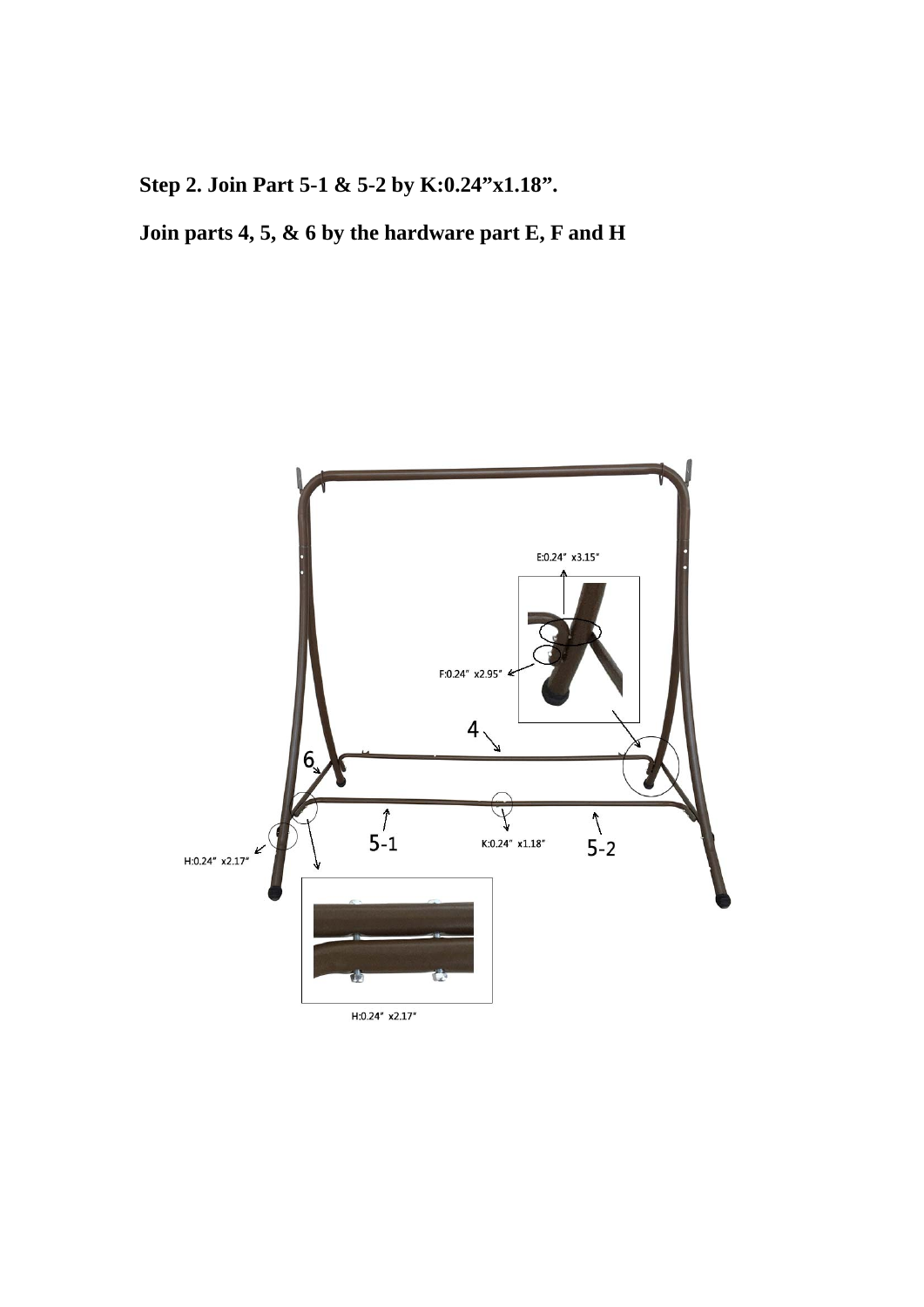**Step 2. Join Part 5-1 & 5-2 by K:0.24"x1.18".**

**Join parts 4, 5, & 6 by the hardware part E, F and H**

E:0.24" x3.15"

F:0.24" x2.95"

4

6

5-1

K:0.24" x1.18"

5-2

H:0.24" x2.17"

H:0.24" x2.17"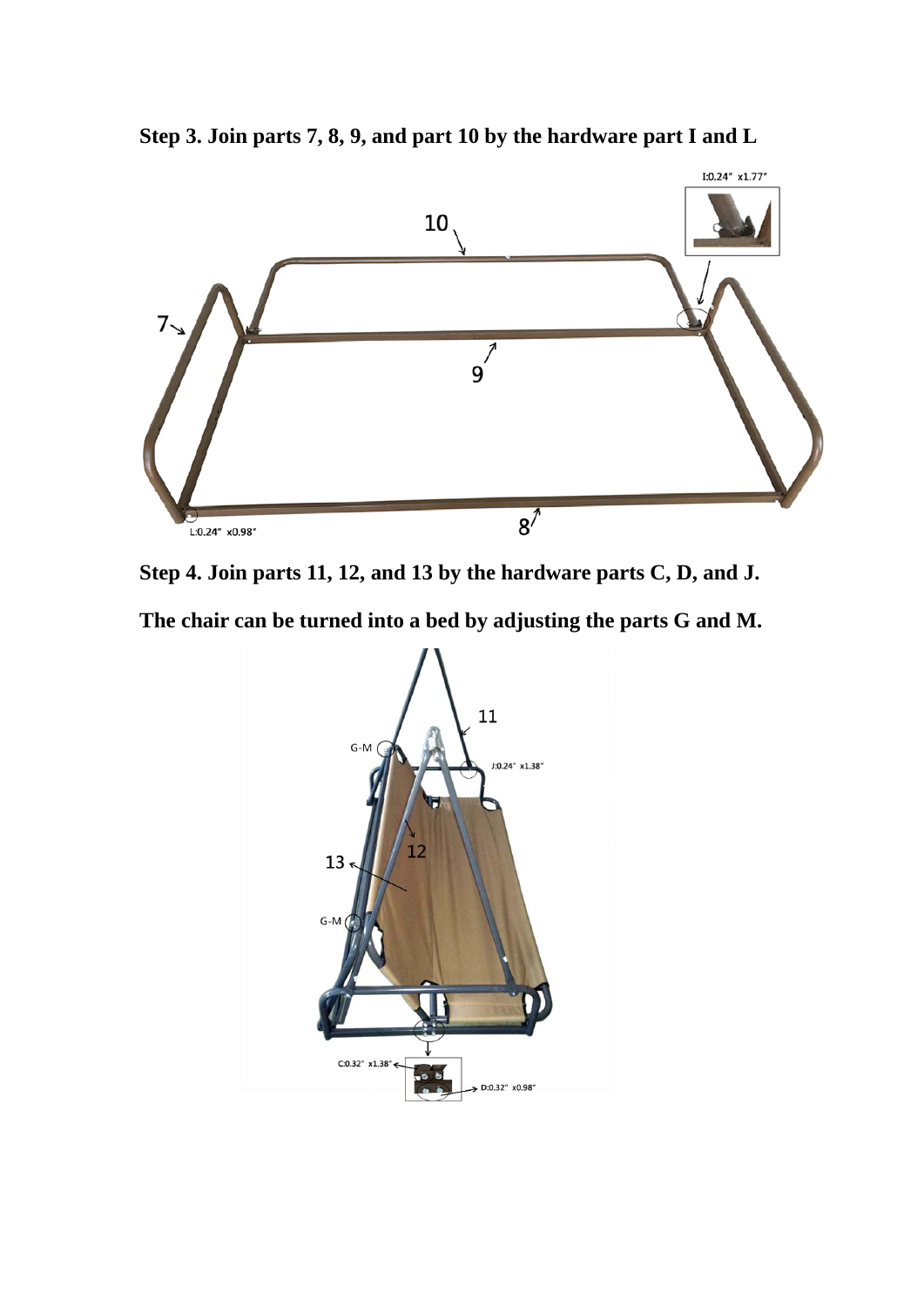**Step 3. Join parts 7, 8, 9, and part 10 by the hardware part I and L**

I:0.24" x1.77"

10

7

9

8

L:0.24" x0.98"

**Step 4. Join parts 11, 12, and 13 by the hardware parts C, D, and J.**

**The chair can be turned into a bed by adjusting the parts G and M.**

11

G-M

J:0.24" x1.38"

12

13

G-M

C:0.32" x1.38"

D:0.32" x0.98"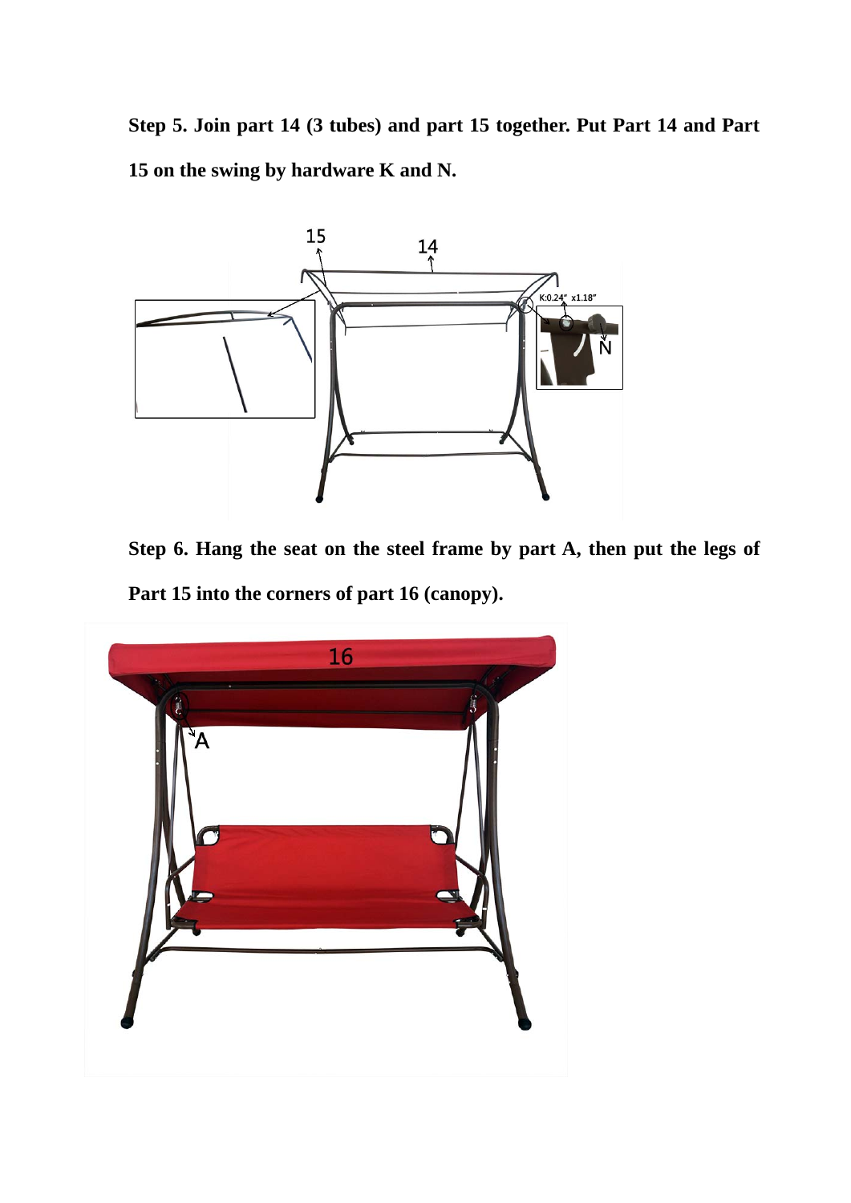**Step 5. Join part 14 (3 tubes) and part 15 together. Put Part 14 and Part 15 on the swing by hardware K and N.**

**Step 6. Hang the seat on the steel frame by part A, then put the legs of Part 15 into the corners of part 16 (canopy).**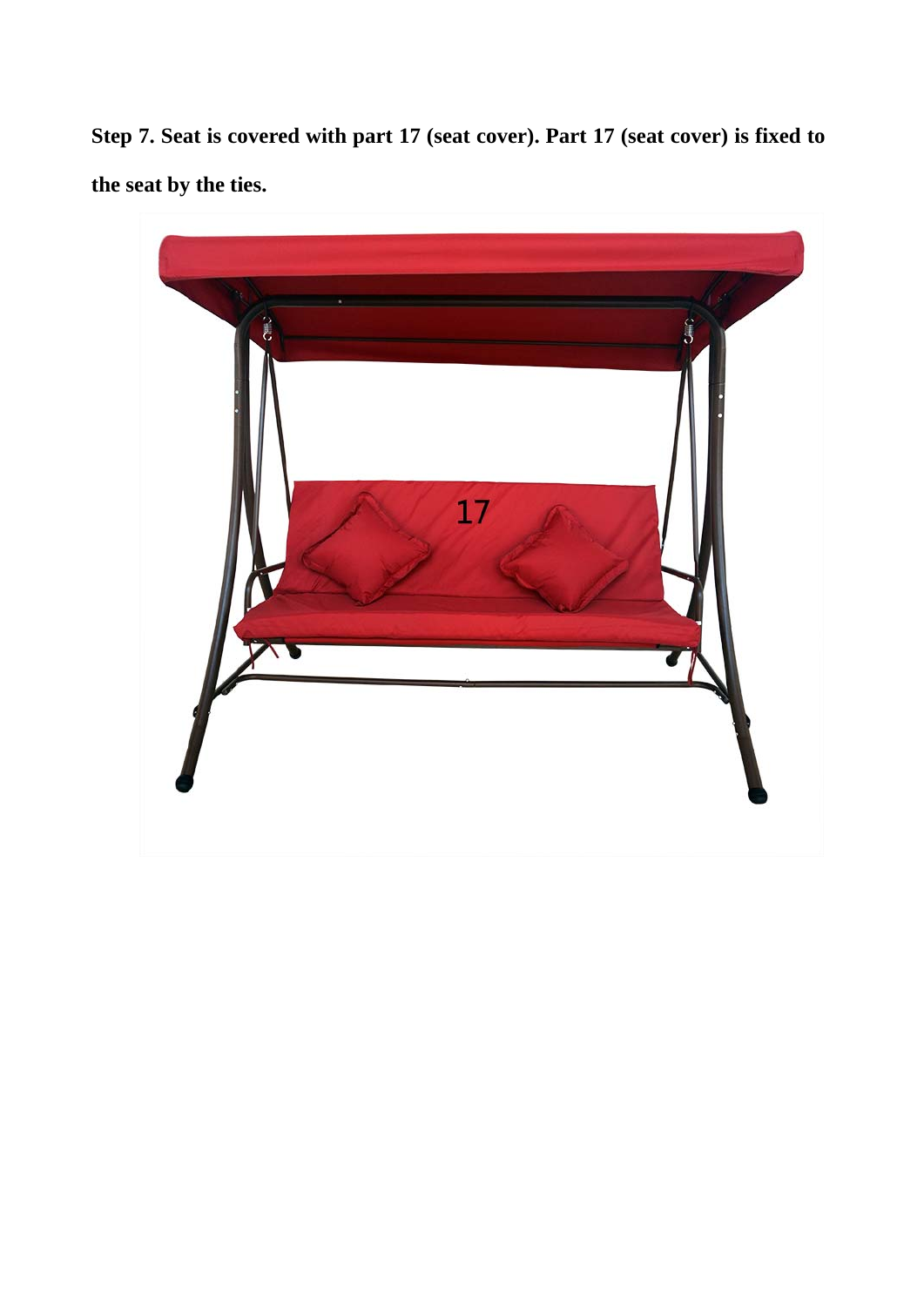**Step 7. Seat is covered with part 17 (seat cover). Part 17 (seat cover) is fixed to the seat by the ties.**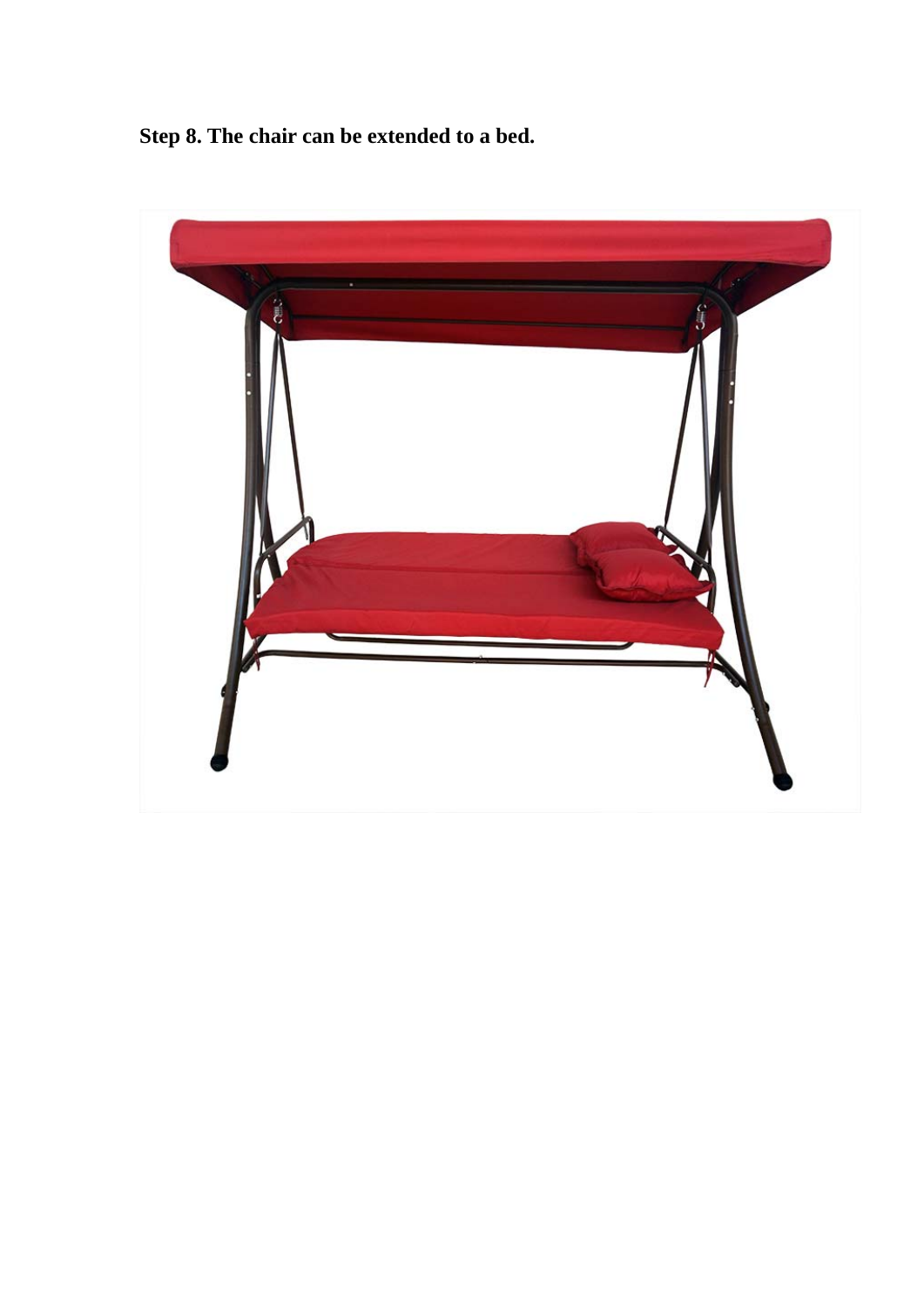**Step 8. The chair can be extended to a bed.**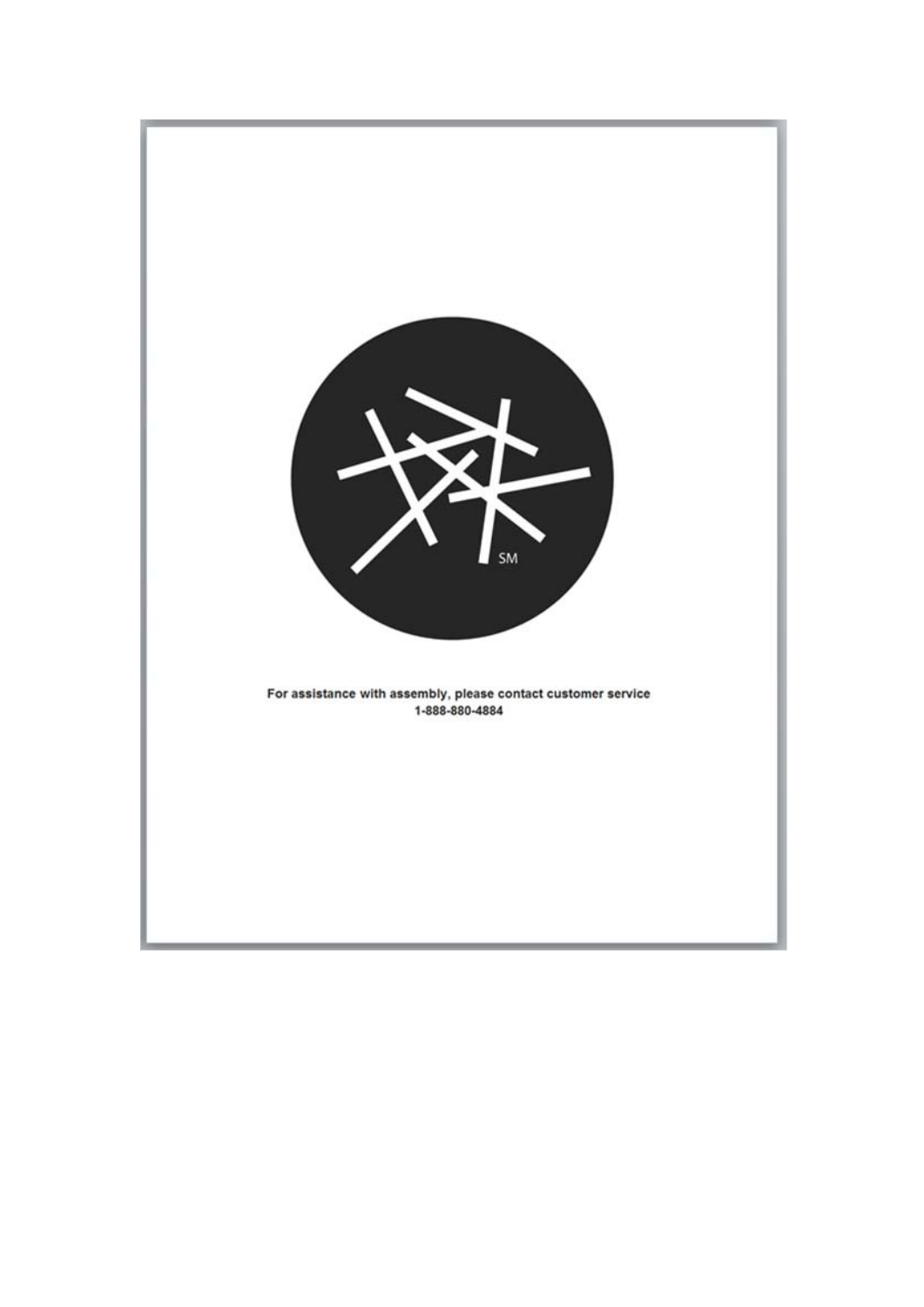SM

For assistance with assembly, please contact customer service
1-888-880-4884